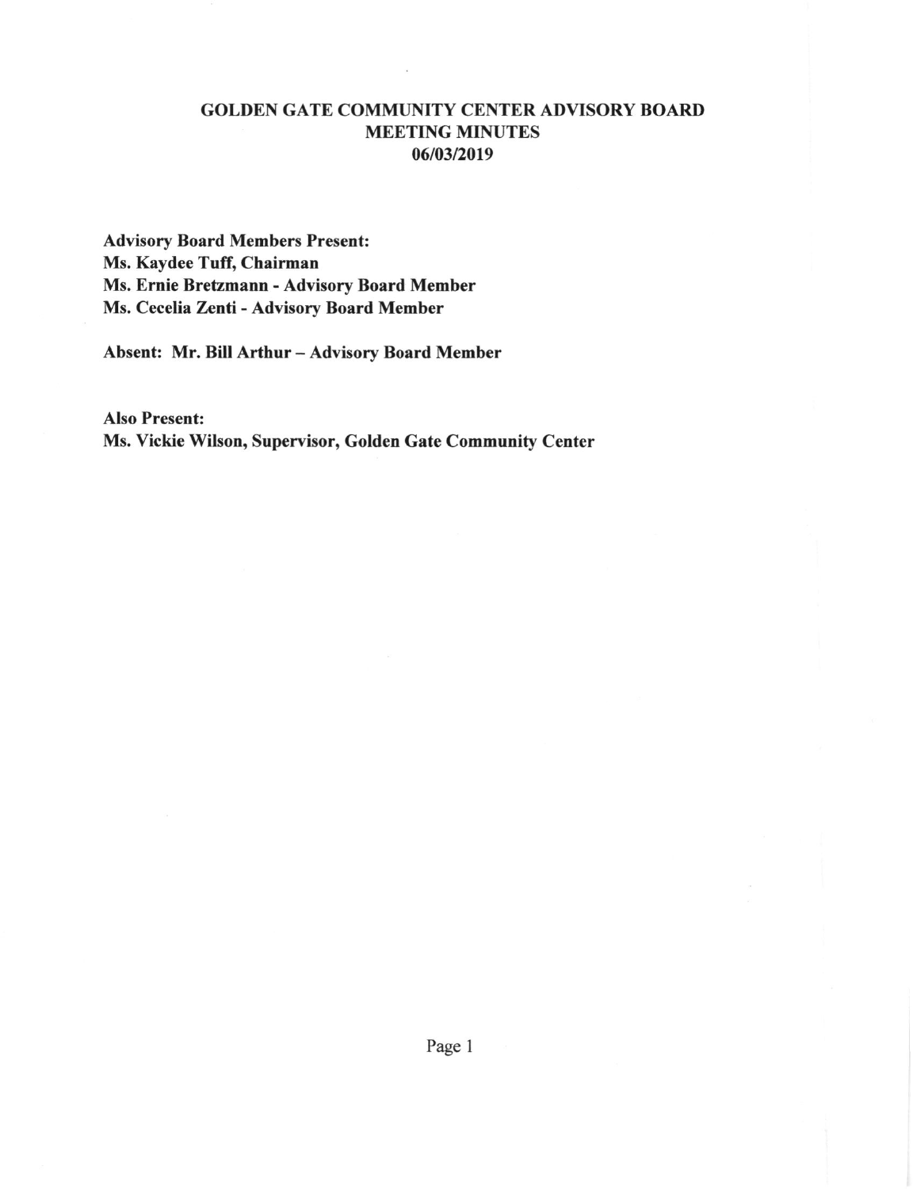# GOLDEN GATE COMMUNITY CENTER ADVISORY BOARD
## MEETING MINUTES
## 06/03/2019

**Advisory Board Members Present:**
**Ms. Kaydee Tuff, Chairman**
**Ms. Ernie Bretzmann - Advisory Board Member**
**Ms. Cecelia Zenti - Advisory Board Member**

**Absent: Mr. Bill Arthur – Advisory Board Member**

**Also Present:**
**Ms. Vickie Wilson, Supervisor, Golden Gate Community Center**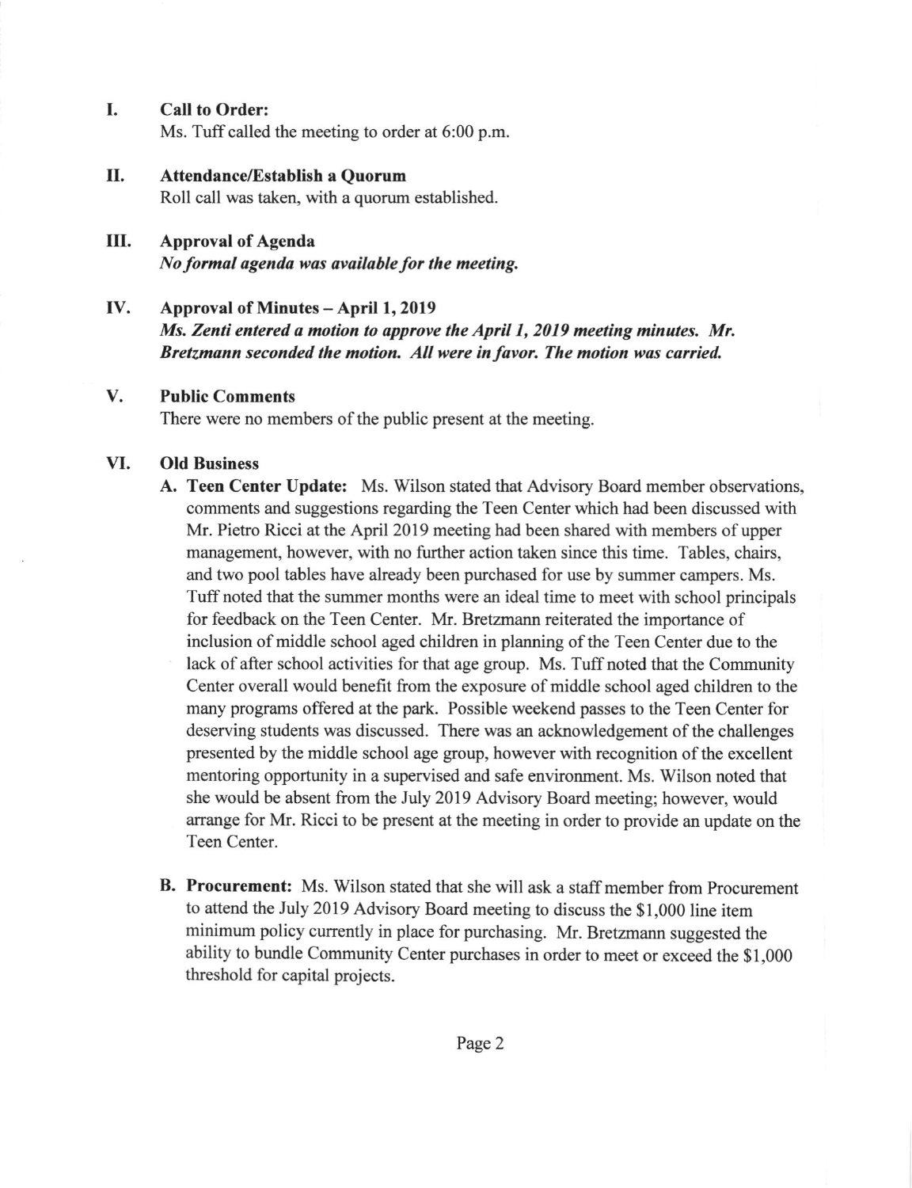## I. Call to Order:

Ms. Tuff called the meeting to order at 6:00 p.m.

## II. Attendance/Establish a Quorum

Roll call was taken, with a quorum established.

## III. Approval of Agenda

***No formal agenda was available for the meeting.***

## IV. Approval of Minutes – April 1, 2019

***Ms. Zenti entered a motion to approve the April 1, 2019 meeting minutes. Mr. Bretzmann seconded the motion. All were in favor. The motion was carried.***

## V. Public Comments

There were no members of the public present at the meeting.

## VI. Old Business

**A. Teen Center Update:** Ms. Wilson stated that Advisory Board member observations, comments and suggestions regarding the Teen Center which had been discussed with Mr. Pietro Ricci at the April 2019 meeting had been shared with members of upper management, however, with no further action taken since this time. Tables, chairs, and two pool tables have already been purchased for use by summer campers. Ms. Tuff noted that the summer months were an ideal time to meet with school principals for feedback on the Teen Center. Mr. Bretzmann reiterated the importance of inclusion of middle school aged children in planning of the Teen Center due to the lack of after school activities for that age group. Ms. Tuff noted that the Community Center overall would benefit from the exposure of middle school aged children to the many programs offered at the park. Possible weekend passes to the Teen Center for deserving students was discussed. There was an acknowledgement of the challenges presented by the middle school age group, however with recognition of the excellent mentoring opportunity in a supervised and safe environment. Ms. Wilson noted that she would be absent from the July 2019 Advisory Board meeting; however, would arrange for Mr. Ricci to be present at the meeting in order to provide an update on the Teen Center.

**B. Procurement:** Ms. Wilson stated that she will ask a staff member from Procurement to attend the July 2019 Advisory Board meeting to discuss the $1,000 line item minimum policy currently in place for purchasing. Mr. Bretzmann suggested the ability to bundle Community Center purchases in order to meet or exceed the $1,000 threshold for capital projects.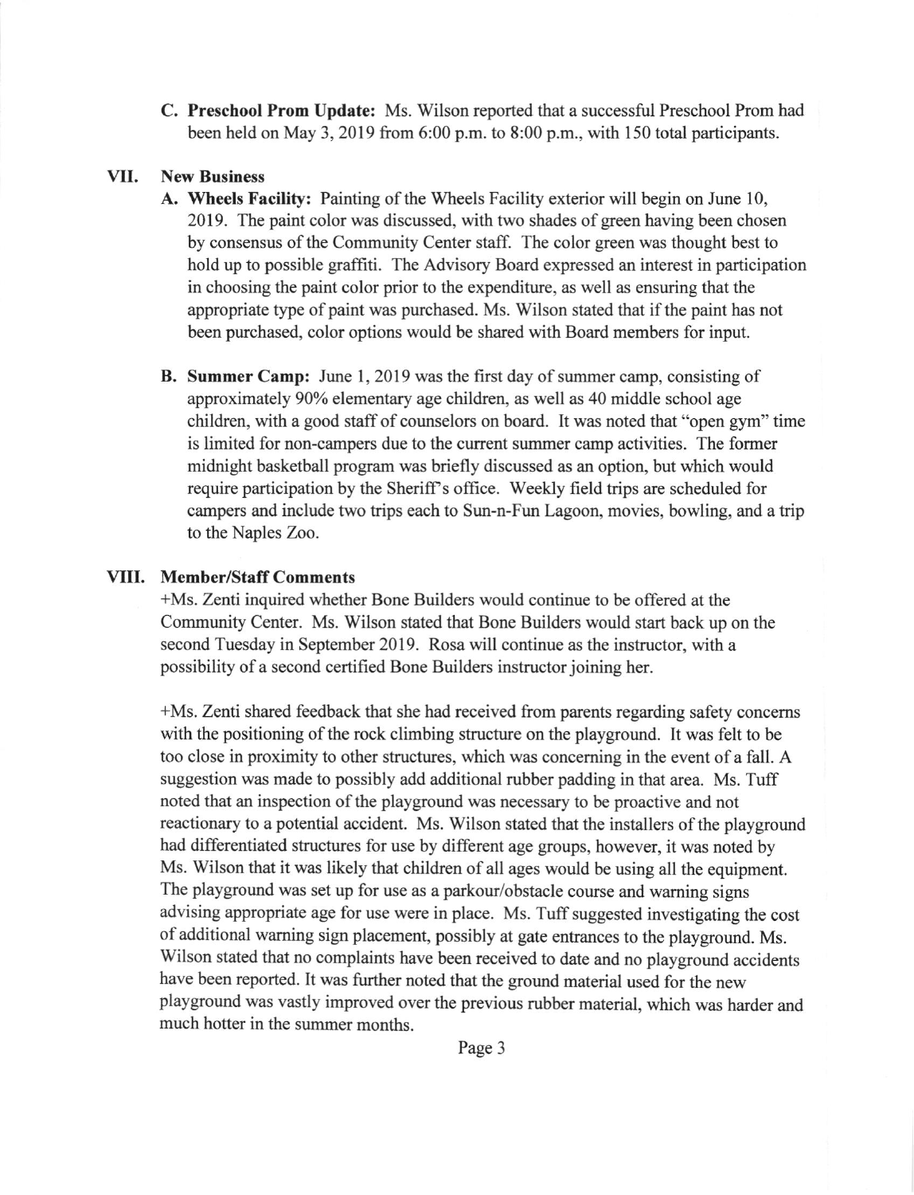**C. Preschool Prom Update:** Ms. Wilson reported that a successful Preschool Prom had been held on May 3, 2019 from 6:00 p.m. to 8:00 p.m., with 150 total participants.

## VII. New Business

**A. Wheels Facility:** Painting of the Wheels Facility exterior will begin on June 10, 2019. The paint color was discussed, with two shades of green having been chosen by consensus of the Community Center staff. The color green was thought best to hold up to possible graffiti. The Advisory Board expressed an interest in participation in choosing the paint color prior to the expenditure, as well as ensuring that the appropriate type of paint was purchased. Ms. Wilson stated that if the paint has not been purchased, color options would be shared with Board members for input.

**B. Summer Camp:** June 1, 2019 was the first day of summer camp, consisting of approximately 90% elementary age children, as well as 40 middle school age children, with a good staff of counselors on board. It was noted that "open gym" time is limited for non-campers due to the current summer camp activities. The former midnight basketball program was briefly discussed as an option, but which would require participation by the Sheriff's office. Weekly field trips are scheduled for campers and include two trips each to Sun-n-Fun Lagoon, movies, bowling, and a trip to the Naples Zoo.

## VIII. Member/Staff Comments

+Ms. Zenti inquired whether Bone Builders would continue to be offered at the Community Center. Ms. Wilson stated that Bone Builders would start back up on the second Tuesday in September 2019. Rosa will continue as the instructor, with a possibility of a second certified Bone Builders instructor joining her.

+Ms. Zenti shared feedback that she had received from parents regarding safety concerns with the positioning of the rock climbing structure on the playground. It was felt to be too close in proximity to other structures, which was concerning in the event of a fall. A suggestion was made to possibly add additional rubber padding in that area. Ms. Tuff noted that an inspection of the playground was necessary to be proactive and not reactionary to a potential accident. Ms. Wilson stated that the installers of the playground had differentiated structures for use by different age groups, however, it was noted by Ms. Wilson that it was likely that children of all ages would be using all the equipment. The playground was set up for use as a parkour/obstacle course and warning signs advising appropriate age for use were in place. Ms. Tuff suggested investigating the cost of additional warning sign placement, possibly at gate entrances to the playground. Ms. Wilson stated that no complaints have been received to date and no playground accidents have been reported. It was further noted that the ground material used for the new playground was vastly improved over the previous rubber material, which was harder and much hotter in the summer months.